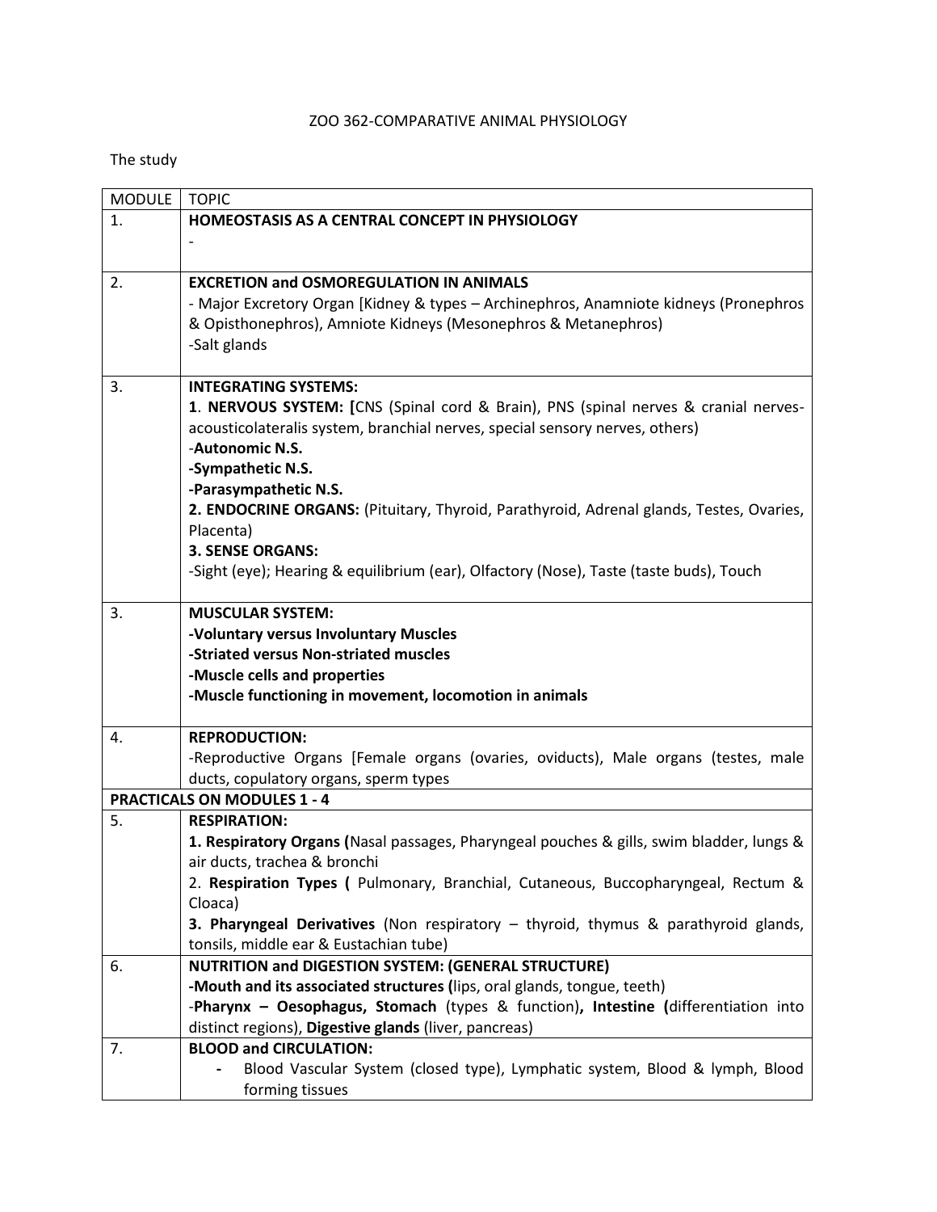# ZOO 362-COMPARATIVE ANIMAL PHYSIOLOGY

The study

| MODULE | TOPIC |
|---|---|
| 1. | **HOMEOSTASIS AS A CENTRAL CONCEPT IN PHYSIOLOGY**<br>- |
| 2. | **EXCRETION and OSMOREGULATION IN ANIMALS**<br>- Major Excretory Organ [Kidney & types – Archinephros, Anamniote kidneys (Pronephros & Opisthonephros), Amniote Kidneys (Mesonephros & Metanephros)<br>-Salt glands |
| 3. | **INTEGRATING SYSTEMS:**<br>1. **NERVOUS SYSTEM: [**CNS (Spinal cord & Brain), PNS (spinal nerves & cranial nerves- acousticolateralis system, branchial nerves, special sensory nerves, others)<br>-**Autonomic N.S.**<br>**-Sympathetic N.S.**<br>**-Parasympathetic N.S.**<br>**2. ENDOCRINE ORGANS:** (Pituitary, Thyroid, Parathyroid, Adrenal glands, Testes, Ovaries, Placenta)<br>**3. SENSE ORGANS:**<br>-Sight (eye); Hearing & equilibrium (ear), Olfactory (Nose), Taste (taste buds), Touch |
| 3. | **MUSCULAR SYSTEM:**<br>**-Voluntary versus Involuntary Muscles**<br>**-Striated versus Non-striated muscles**<br>**-Muscle cells and properties**<br>**-Muscle functioning in movement, locomotion in animals** |
| 4. | **REPRODUCTION:**<br>-Reproductive Organs [Female organs (ovaries, oviducts), Male organs (testes, male ducts, copulatory organs, sperm types |
| **PRACTICALS ON MODULES 1 - 4** | |
| 5. | **RESPIRATION:**<br>**1. Respiratory Organs (**Nasal passages, Pharyngeal pouches & gills, swim bladder, lungs & air ducts, trachea & bronchi<br>2. **Respiration Types (** Pulmonary, Branchial, Cutaneous, Buccopharyngeal, Rectum & Cloaca)<br>**3. Pharyngeal Derivatives** (Non respiratory – thyroid, thymus & parathyroid glands, tonsils, middle ear & Eustachian tube) |
| 6. | **NUTRITION and DIGESTION SYSTEM: (GENERAL STRUCTURE)**<br>**-Mouth and its associated structures (**lips, oral glands, tongue, teeth)<br>-**Pharynx – Oesophagus, Stomach** (types & function)**, Intestine (**differentiation into distinct regions), **Digestive glands** (liver, pancreas) |
| 7. | **BLOOD and CIRCULATION:**<br>- Blood Vascular System (closed type), Lymphatic system, Blood & lymph, Blood forming tissues |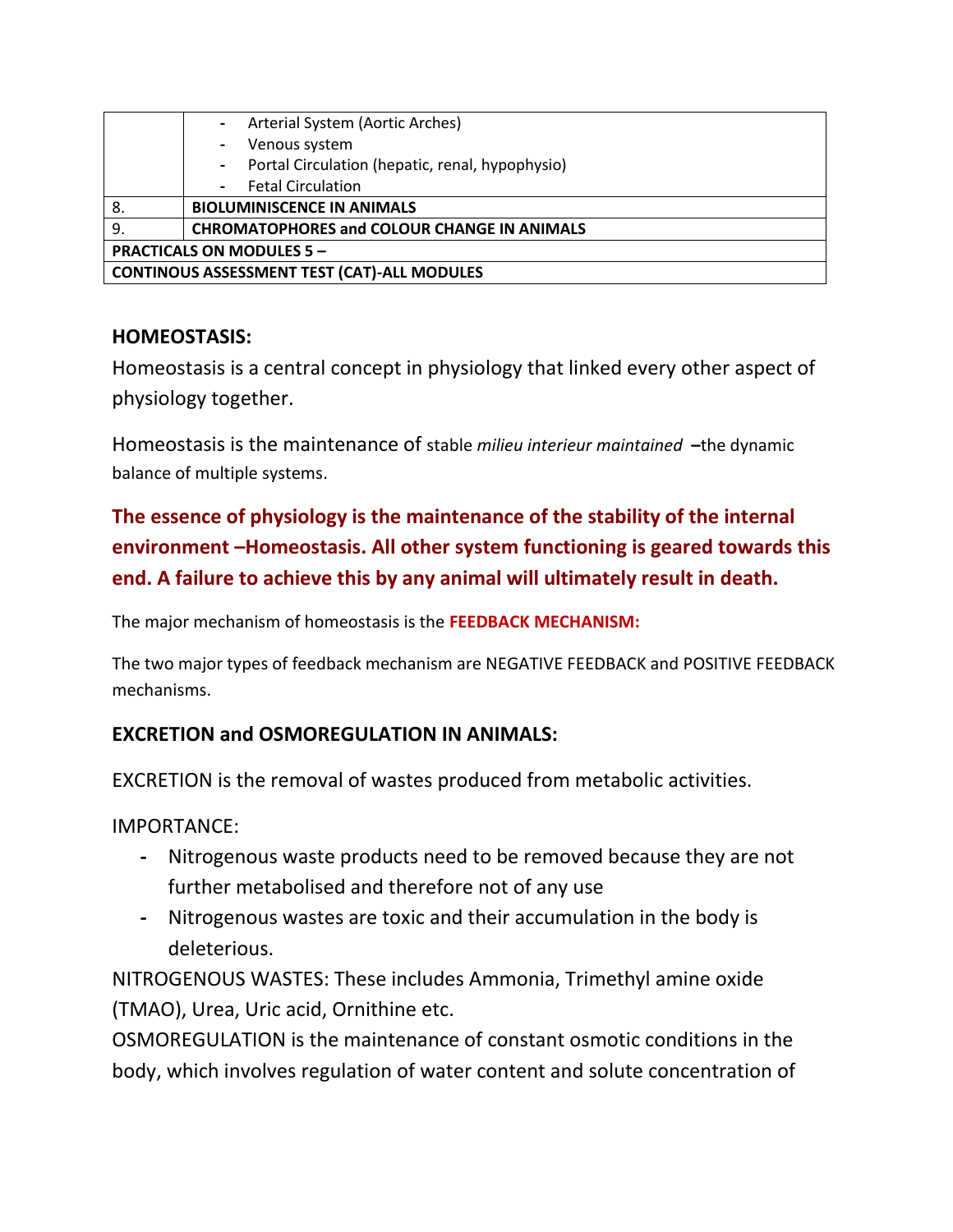| | |
|---|---|
| | - Arterial System (Aortic Arches)<br>- Venous system<br>- Portal Circulation (hepatic, renal, hypophysio)<br>- Fetal Circulation |
| 8. | **BIOLUMINISCENCE IN ANIMALS** |
| 9. | **CHROMATOPHORES and COLOUR CHANGE IN ANIMALS** |
| **PRACTICALS ON MODULES 5 –** | |
| **CONTINOUS ASSESSMENT TEST (CAT)-ALL MODULES** | |

## HOMEOSTASIS:

Homeostasis is a central concept in physiology that linked every other aspect of physiology together.

Homeostasis is the maintenance of stable *milieu interieur maintained* –the dynamic balance of multiple systems.

**The essence of physiology is the maintenance of the stability of the internal environment –Homeostasis. All other system functioning is geared towards this end. A failure to achieve this by any animal will ultimately result in death.**

The major mechanism of homeostasis is the **FEEDBACK MECHANISM:**

The two major types of feedback mechanism are NEGATIVE FEEDBACK and POSITIVE FEEDBACK mechanisms.

## EXCRETION and OSMOREGULATION IN ANIMALS:

EXCRETION is the removal of wastes produced from metabolic activities.

IMPORTANCE:

- Nitrogenous waste products need to be removed because they are not further metabolised and therefore not of any use
- Nitrogenous wastes are toxic and their accumulation in the body is deleterious.

NITROGENOUS WASTES: These includes Ammonia, Trimethyl amine oxide (TMAO), Urea, Uric acid, Ornithine etc.

OSMOREGULATION is the maintenance of constant osmotic conditions in the body, which involves regulation of water content and solute concentration of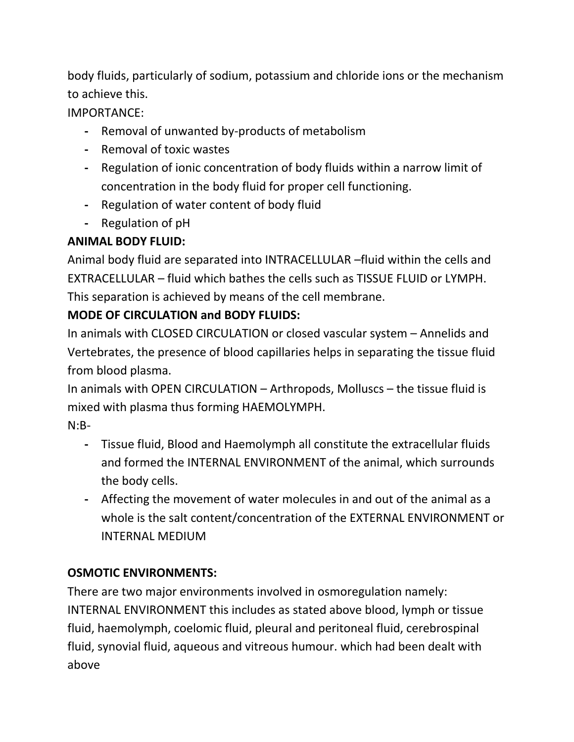body fluids, particularly of sodium, potassium and chloride ions or the mechanism to achieve this.

IMPORTANCE:

- Removal of unwanted by-products of metabolism
- Removal of toxic wastes
- Regulation of ionic concentration of body fluids within a narrow limit of concentration in the body fluid for proper cell functioning.
- Regulation of water content of body fluid
- Regulation of pH

**ANIMAL BODY FLUID:**

Animal body fluid are separated into INTRACELLULAR –fluid within the cells and EXTRACELLULAR – fluid which bathes the cells such as TISSUE FLUID or LYMPH. This separation is achieved by means of the cell membrane.

**MODE OF CIRCULATION and BODY FLUIDS:**

In animals with CLOSED CIRCULATION or closed vascular system – Annelids and Vertebrates, the presence of blood capillaries helps in separating the tissue fluid from blood plasma.

In animals with OPEN CIRCULATION – Arthropods, Molluscs – the tissue fluid is mixed with plasma thus forming HAEMOLYMPH.

N:B-

- Tissue fluid, Blood and Haemolymph all constitute the extracellular fluids and formed the INTERNAL ENVIRONMENT of the animal, which surrounds the body cells.
- Affecting the movement of water molecules in and out of the animal as a whole is the salt content/concentration of the EXTERNAL ENVIRONMENT or INTERNAL MEDIUM

**OSMOTIC ENVIRONMENTS:**

There are two major environments involved in osmoregulation namely:

INTERNAL ENVIRONMENT this includes as stated above blood, lymph or tissue fluid, haemolymph, coelomic fluid, pleural and peritoneal fluid, cerebrospinal fluid, synovial fluid, aqueous and vitreous humour. which had been dealt with above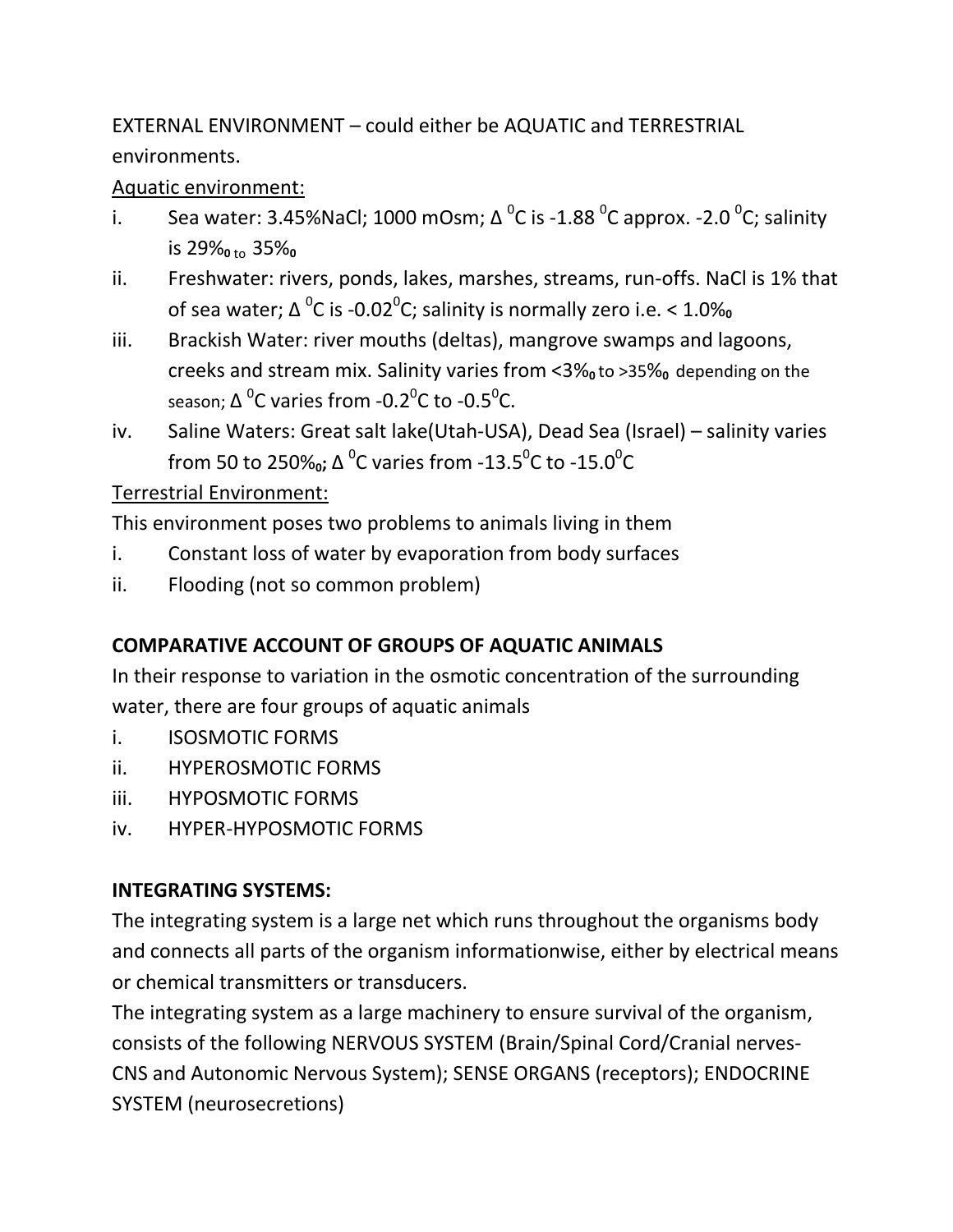EXTERNAL ENVIRONMENT – could either be AQUATIC and TERRESTRIAL environments.

Aquatic environment:

i. Sea water: 3.45%NaCl; 1000 mOsm; Δ $^0$C is -1.88 $^0$C approx. -2.0 $^0$C; salinity is 29‰ to 35‰
ii. Freshwater: rivers, ponds, lakes, marshes, streams, run-offs. NaCl is 1% that of sea water; Δ $^0$C is -0.02$^0$C; salinity is normally zero i.e. < 1.0‰
iii. Brackish Water: river mouths (deltas), mangrove swamps and lagoons, creeks and stream mix. Salinity varies from <3‰ to >35‰ depending on the season; Δ $^0$C varies from -0.2$^0$C to -0.5$^0$C.
iv. Saline Waters: Great salt lake(Utah-USA), Dead Sea (Israel) – salinity varies from 50 to 250‰; Δ $^0$C varies from -13.5$^0$C to -15.0$^0$C

Terrestrial Environment:

This environment poses two problems to animals living in them

i. Constant loss of water by evaporation from body surfaces
ii. Flooding (not so common problem)

**COMPARATIVE ACCOUNT OF GROUPS OF AQUATIC ANIMALS**

In their response to variation in the osmotic concentration of the surrounding water, there are four groups of aquatic animals

i. ISOSMOTIC FORMS
ii. HYPEROSMOTIC FORMS
iii. HYPOSMOTIC FORMS
iv. HYPER-HYPOSMOTIC FORMS

**INTEGRATING SYSTEMS:**

The integrating system is a large net which runs throughout the organisms body and connects all parts of the organism informationwise, either by electrical means or chemical transmitters or transducers.

The integrating system as a large machinery to ensure survival of the organism, consists of the following NERVOUS SYSTEM (Brain/Spinal Cord/Cranial nerves-CNS and Autonomic Nervous System); SENSE ORGANS (receptors); ENDOCRINE SYSTEM (neurosecretions)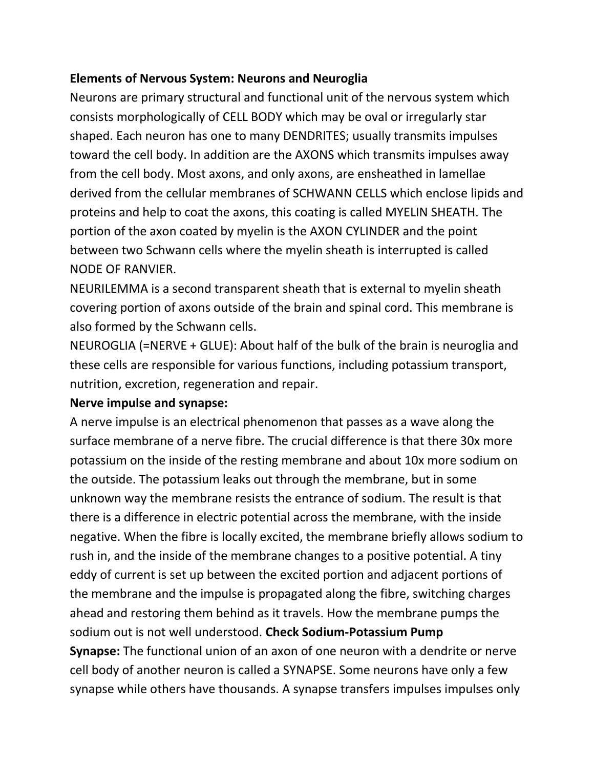**Elements of Nervous System: Neurons and Neuroglia**

Neurons are primary structural and functional unit of the nervous system which consists morphologically of CELL BODY which may be oval or irregularly star shaped. Each neuron has one to many DENDRITES; usually transmits impulses toward the cell body. In addition are the AXONS which transmits impulses away from the cell body. Most axons, and only axons, are ensheathed in lamellae derived from the cellular membranes of SCHWANN CELLS which enclose lipids and proteins and help to coat the axons, this coating is called MYELIN SHEATH. The portion of the axon coated by myelin is the AXON CYLINDER and the point between two Schwann cells where the myelin sheath is interrupted is called NODE OF RANVIER.

NEURILEMMA is a second transparent sheath that is external to myelin sheath covering portion of axons outside of the brain and spinal cord. This membrane is also formed by the Schwann cells.

NEUROGLIA (=NERVE + GLUE): About half of the bulk of the brain is neuroglia and these cells are responsible for various functions, including potassium transport, nutrition, excretion, regeneration and repair.

**Nerve impulse and synapse:**

A nerve impulse is an electrical phenomenon that passes as a wave along the surface membrane of a nerve fibre. The crucial difference is that there 30x more potassium on the inside of the resting membrane and about 10x more sodium on the outside. The potassium leaks out through the membrane, but in some unknown way the membrane resists the entrance of sodium. The result is that there is a difference in electric potential across the membrane, with the inside negative. When the fibre is locally excited, the membrane briefly allows sodium to rush in, and the inside of the membrane changes to a positive potential. A tiny eddy of current is set up between the excited portion and adjacent portions of the membrane and the impulse is propagated along the fibre, switching charges ahead and restoring them behind as it travels. How the membrane pumps the sodium out is not well understood. **Check Sodium-Potassium Pump**

**Synapse:** The functional union of an axon of one neuron with a dendrite or nerve cell body of another neuron is called a SYNAPSE. Some neurons have only a few synapse while others have thousands. A synapse transfers impulses impulses only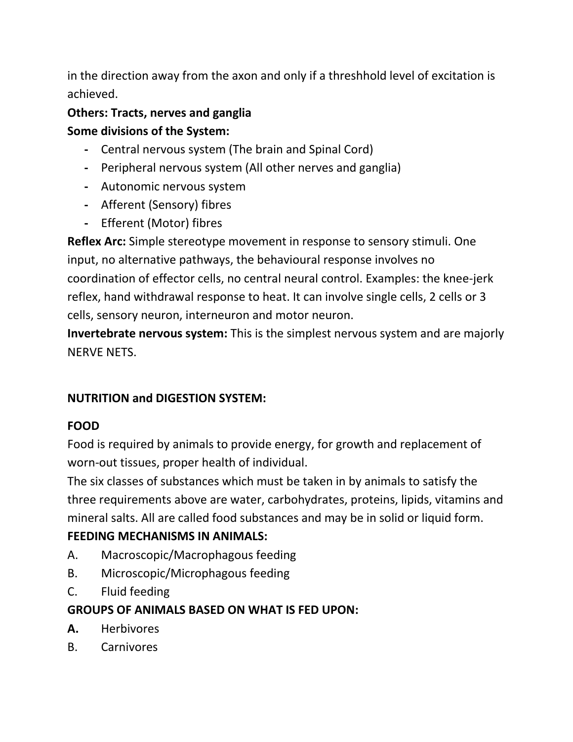in the direction away from the axon and only if a threshhold level of excitation is achieved.

**Others: Tracts, nerves and ganglia**

**Some divisions of the System:**

- Central nervous system (The brain and Spinal Cord)
- Peripheral nervous system (All other nerves and ganglia)
- Autonomic nervous system
- Afferent (Sensory) fibres
- Efferent (Motor) fibres

**Reflex Arc:** Simple stereotype movement in response to sensory stimuli. One input, no alternative pathways, the behavioural response involves no coordination of effector cells, no central neural control. Examples: the knee-jerk reflex, hand withdrawal response to heat. It can involve single cells, 2 cells or 3 cells, sensory neuron, interneuron and motor neuron.

**Invertebrate nervous system:** This is the simplest nervous system and are majorly NERVE NETS.

**NUTRITION and DIGESTION SYSTEM:**

**FOOD**

Food is required by animals to provide energy, for growth and replacement of worn-out tissues, proper health of individual.

The six classes of substances which must be taken in by animals to satisfy the three requirements above are water, carbohydrates, proteins, lipids, vitamins and mineral salts. All are called food substances and may be in solid or liquid form.

**FEEDING MECHANISMS IN ANIMALS:**

A. Macroscopic/Macrophagous feeding

B. Microscopic/Microphagous feeding

C. Fluid feeding

**GROUPS OF ANIMALS BASED ON WHAT IS FED UPON:**

**A.** Herbivores

B. Carnivores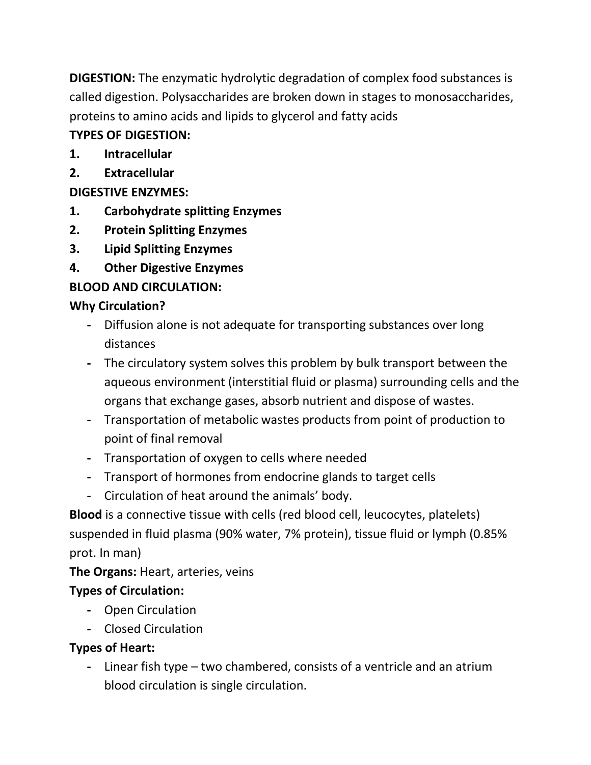**DIGESTION:** The enzymatic hydrolytic degradation of complex food substances is called digestion. Polysaccharides are broken down in stages to monosaccharides, proteins to amino acids and lipids to glycerol and fatty acids

**TYPES OF DIGESTION:**

1. **Intracellular**
2. **Extracellular**

**DIGESTIVE ENZYMES:**

1. **Carbohydrate splitting Enzymes**
2. **Protein Splitting Enzymes**
3. **Lipid Splitting Enzymes**
4. **Other Digestive Enzymes**

**BLOOD AND CIRCULATION:**

**Why Circulation?**

- Diffusion alone is not adequate for transporting substances over long distances
- The circulatory system solves this problem by bulk transport between the aqueous environment (interstitial fluid or plasma) surrounding cells and the organs that exchange gases, absorb nutrient and dispose of wastes.
- Transportation of metabolic wastes products from point of production to point of final removal
- Transportation of oxygen to cells where needed
- Transport of hormones from endocrine glands to target cells
- Circulation of heat around the animals' body.

**Blood** is a connective tissue with cells (red blood cell, leucocytes, platelets) suspended in fluid plasma (90% water, 7% protein), tissue fluid or lymph (0.85% prot. In man)

**The Organs:** Heart, arteries, veins

**Types of Circulation:**

- Open Circulation
- Closed Circulation

**Types of Heart:**

- Linear fish type – two chambered, consists of a ventricle and an atrium blood circulation is single circulation.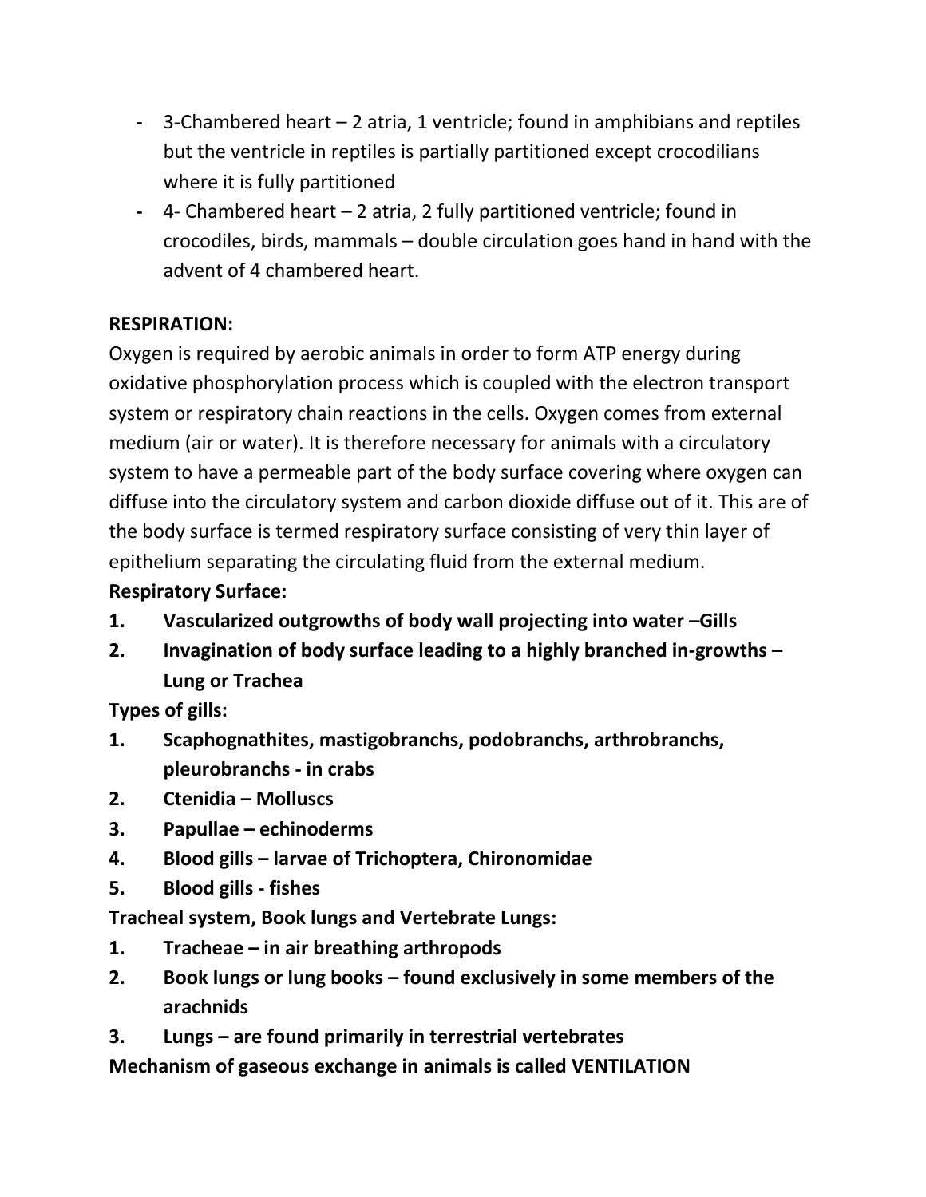- 3-Chambered heart – 2 atria, 1 ventricle; found in amphibians and reptiles but the ventricle in reptiles is partially partitioned except crocodilians where it is fully partitioned
- 4- Chambered heart – 2 atria, 2 fully partitioned ventricle; found in crocodiles, birds, mammals – double circulation goes hand in hand with the advent of 4 chambered heart.

**RESPIRATION:**

Oxygen is required by aerobic animals in order to form ATP energy during oxidative phosphorylation process which is coupled with the electron transport system or respiratory chain reactions in the cells. Oxygen comes from external medium (air or water). It is therefore necessary for animals with a circulatory system to have a permeable part of the body surface covering where oxygen can diffuse into the circulatory system and carbon dioxide diffuse out of it. This are of the body surface is termed respiratory surface consisting of very thin layer of epithelium separating the circulating fluid from the external medium.

**Respiratory Surface:**

1. **Vascularized outgrowths of body wall projecting into water –Gills**
2. **Invagination of body surface leading to a highly branched in-growths – Lung or Trachea**

**Types of gills:**

1. **Scaphognathites, mastigobranchs, podobranchs, arthrobranchs, pleurobranchs - in crabs**
2. **Ctenidia – Molluscs**
3. **Papullae – echinoderms**
4. **Blood gills – larvae of Trichoptera, Chironomidae**
5. **Blood gills - fishes**

**Tracheal system, Book lungs and Vertebrate Lungs:**

1. **Tracheae – in air breathing arthropods**
2. **Book lungs or lung books – found exclusively in some members of the arachnids**
3. **Lungs – are found primarily in terrestrial vertebrates**

**Mechanism of gaseous exchange in animals is called VENTILATION**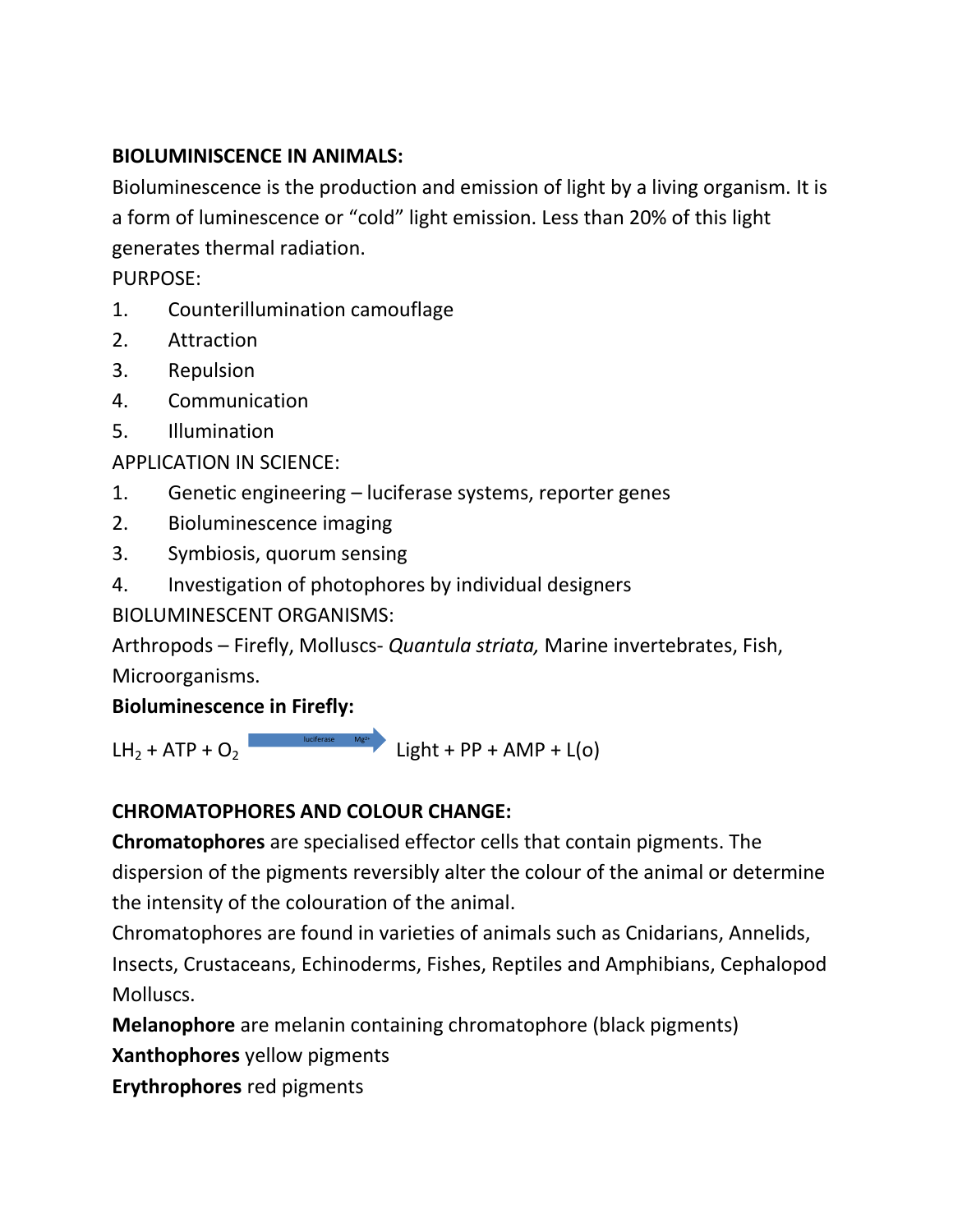**BIOLUMINISCENCE IN ANIMALS:**

Bioluminescence is the production and emission of light by a living organism. It is a form of luminescence or “cold” light emission. Less than 20% of this light generates thermal radiation.

PURPOSE:

1. Counterillumination camouflage
2. Attraction
3. Repulsion
4. Communication
5. Illumination

APPLICATION IN SCIENCE:

1. Genetic engineering – luciferase systems, reporter genes
2. Bioluminescence imaging
3. Symbiosis, quorum sensing
4. Investigation of photophores by individual designers

BIOLUMINESCENT ORGANISMS:

Arthropods – Firefly, Molluscs- *Quantula striata,* Marine invertebrates, Fish, Microorganisms.

**Bioluminescence in Firefly:**

$$LH_2 + ATP + O_2 \xrightarrow{\text{luciferase} \quad Mg^{2+}} \text{Light} + PP + AMP + L(o)$$

**CHROMATOPHORES AND COLOUR CHANGE:**

**Chromatophores** are specialised effector cells that contain pigments. The dispersion of the pigments reversibly alter the colour of the animal or determine the intensity of the colouration of the animal.

Chromatophores are found in varieties of animals such as Cnidarians, Annelids, Insects, Crustaceans, Echinoderms, Fishes, Reptiles and Amphibians, Cephalopod Molluscs.

**Melanophore** are melanin containing chromatophore (black pigments)

**Xanthophores** yellow pigments

**Erythrophores** red pigments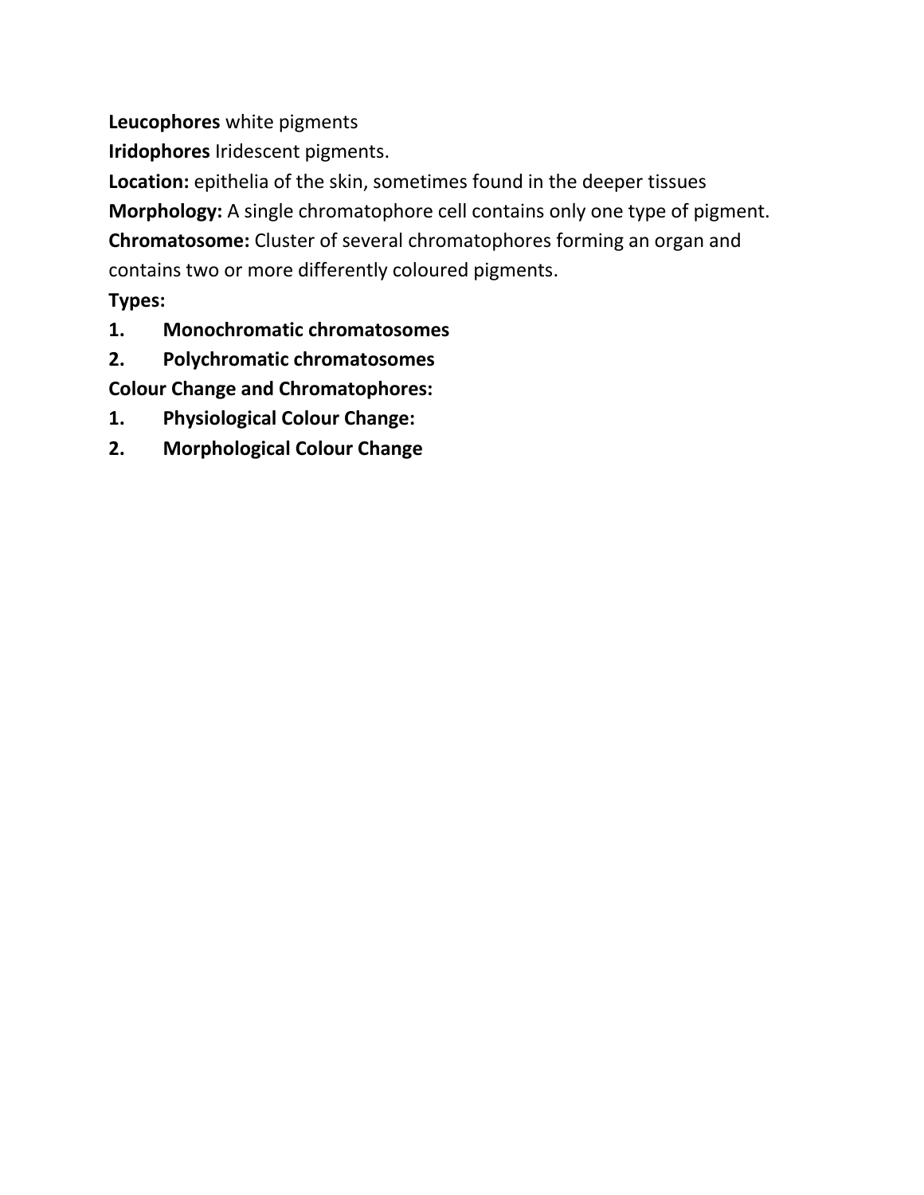**Leucophores** white pigments

**Iridophores** Iridescent pigments.

**Location:** epithelia of the skin, sometimes found in the deeper tissues

**Morphology:** A single chromatophore cell contains only one type of pigment.

**Chromatosome:** Cluster of several chromatophores forming an organ and contains two or more differently coloured pigments.

**Types:**

1. **Monochromatic chromatosomes**
2. **Polychromatic chromatosomes**

**Colour Change and Chromatophores:**

1. **Physiological Colour Change:**
2. **Morphological Colour Change**